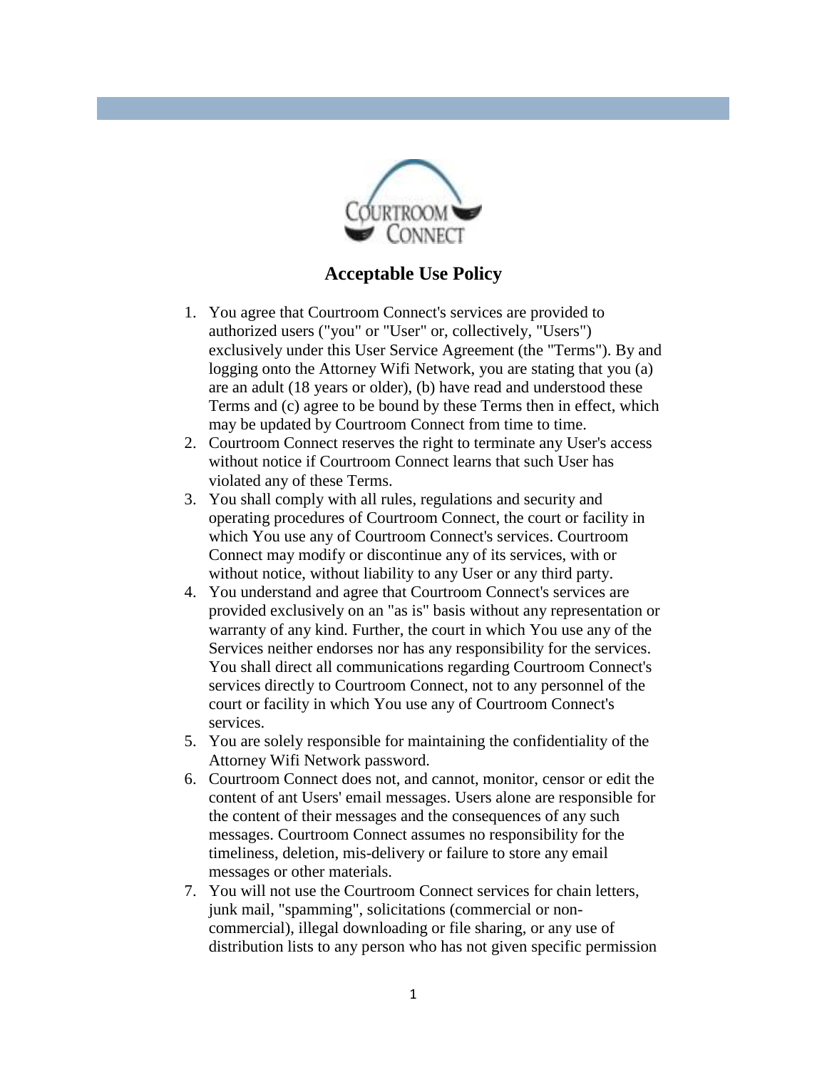# Acceptable Use Policy

1. You agree that Courtroom Connect's services are provided to authorized users ("you" or "User" or, collectively, "Users") exclusively under this User Service Agreement (the "Terms"). By and logging onto the Attorney Wifi Network, you are stating that you (a) are an adult (18 years or older), (b) have read and understood these Terms and (c) agree to be bound by these Terms then in effect, which may be updated by Courtroom Connect from time to time.
2. Courtroom Connect reserves the right to terminate any User's access without notice if Courtroom Connect learns that such User has violated any of these Terms.
3. You shall comply with all rules, regulations and security and operating procedures of Courtroom Connect, the court or facility in which You use any of Courtroom Connect's services. Courtroom Connect may modify or discontinue any of its services, with or without notice, without liability to any User or any third party.
4. You understand and agree that Courtroom Connect's services are provided exclusively on an "as is" basis without any representation or warranty of any kind. Further, the court in which You use any of the Services neither endorses nor has any responsibility for the services. You shall direct all communications regarding Courtroom Connect's services directly to Courtroom Connect, not to any personnel of the court or facility in which You use any of Courtroom Connect's services.
5. You are solely responsible for maintaining the confidentiality of the Attorney Wifi Network password.
6. Courtroom Connect does not, and cannot, monitor, censor or edit the content of ant Users' email messages. Users alone are responsible for the content of their messages and the consequences of any such messages. Courtroom Connect assumes no responsibility for the timeliness, deletion, mis-delivery or failure to store any email messages or other materials.
7. You will not use the Courtroom Connect services for chain letters, junk mail, "spamming", solicitations (commercial or non-commercial), illegal downloading or file sharing, or any use of distribution lists to any person who has not given specific permission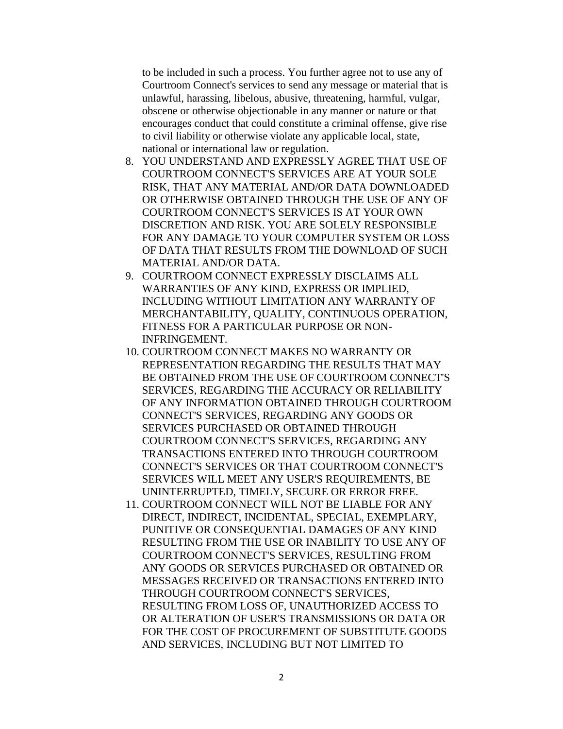to be included in such a process. You further agree not to use any of Courtroom Connect's services to send any message or material that is unlawful, harassing, libelous, abusive, threatening, harmful, vulgar, obscene or otherwise objectionable in any manner or nature or that encourages conduct that could constitute a criminal offense, give rise to civil liability or otherwise violate any applicable local, state, national or international law or regulation.

8. YOU UNDERSTAND AND EXPRESSLY AGREE THAT USE OF COURTROOM CONNECT'S SERVICES ARE AT YOUR SOLE RISK, THAT ANY MATERIAL AND/OR DATA DOWNLOADED OR OTHERWISE OBTAINED THROUGH THE USE OF ANY OF COURTROOM CONNECT'S SERVICES IS AT YOUR OWN DISCRETION AND RISK. YOU ARE SOLELY RESPONSIBLE FOR ANY DAMAGE TO YOUR COMPUTER SYSTEM OR LOSS OF DATA THAT RESULTS FROM THE DOWNLOAD OF SUCH MATERIAL AND/OR DATA.
9. COURTROOM CONNECT EXPRESSLY DISCLAIMS ALL WARRANTIES OF ANY KIND, EXPRESS OR IMPLIED, INCLUDING WITHOUT LIMITATION ANY WARRANTY OF MERCHANTABILITY, QUALITY, CONTINUOUS OPERATION, FITNESS FOR A PARTICULAR PURPOSE OR NON-INFRINGEMENT.
10. COURTROOM CONNECT MAKES NO WARRANTY OR REPRESENTATION REGARDING THE RESULTS THAT MAY BE OBTAINED FROM THE USE OF COURTROOM CONNECT'S SERVICES, REGARDING THE ACCURACY OR RELIABILITY OF ANY INFORMATION OBTAINED THROUGH COURTROOM CONNECT'S SERVICES, REGARDING ANY GOODS OR SERVICES PURCHASED OR OBTAINED THROUGH COURTROOM CONNECT'S SERVICES, REGARDING ANY TRANSACTIONS ENTERED INTO THROUGH COURTROOM CONNECT'S SERVICES OR THAT COURTROOM CONNECT'S SERVICES WILL MEET ANY USER'S REQUIREMENTS, BE UNINTERRUPTED, TIMELY, SECURE OR ERROR FREE.
11. COURTROOM CONNECT WILL NOT BE LIABLE FOR ANY DIRECT, INDIRECT, INCIDENTAL, SPECIAL, EXEMPLARY, PUNITIVE OR CONSEQUENTIAL DAMAGES OF ANY KIND RESULTING FROM THE USE OR INABILITY TO USE ANY OF COURTROOM CONNECT'S SERVICES, RESULTING FROM ANY GOODS OR SERVICES PURCHASED OR OBTAINED OR MESSAGES RECEIVED OR TRANSACTIONS ENTERED INTO THROUGH COURTROOM CONNECT'S SERVICES, RESULTING FROM LOSS OF, UNAUTHORIZED ACCESS TO OR ALTERATION OF USER'S TRANSMISSIONS OR DATA OR FOR THE COST OF PROCUREMENT OF SUBSTITUTE GOODS AND SERVICES, INCLUDING BUT NOT LIMITED TO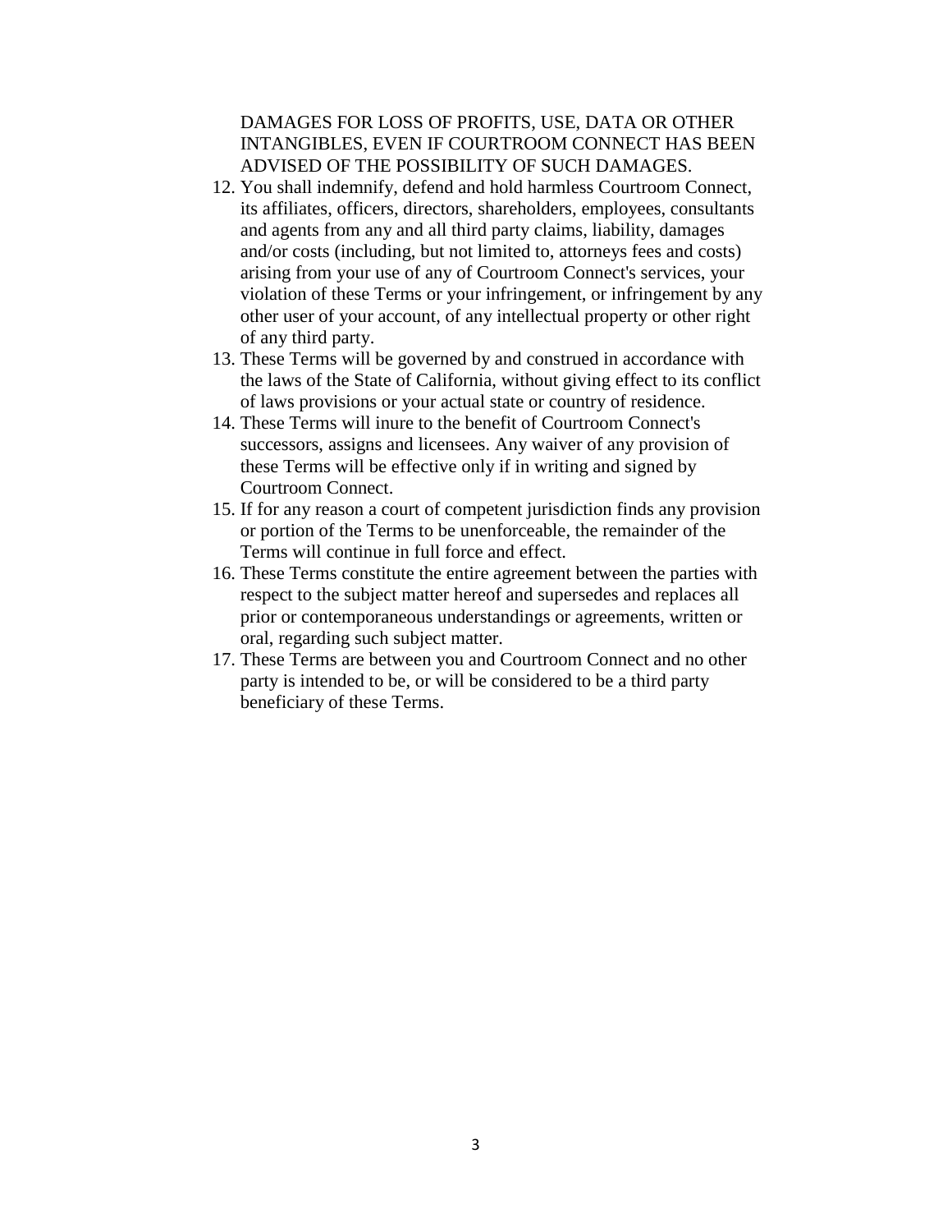DAMAGES FOR LOSS OF PROFITS, USE, DATA OR OTHER INTANGIBLES, EVEN IF COURTROOM CONNECT HAS BEEN ADVISED OF THE POSSIBILITY OF SUCH DAMAGES.

12. You shall indemnify, defend and hold harmless Courtroom Connect, its affiliates, officers, directors, shareholders, employees, consultants and agents from any and all third party claims, liability, damages and/or costs (including, but not limited to, attorneys fees and costs) arising from your use of any of Courtroom Connect's services, your violation of these Terms or your infringement, or infringement by any other user of your account, of any intellectual property or other right of any third party.
13. These Terms will be governed by and construed in accordance with the laws of the State of California, without giving effect to its conflict of laws provisions or your actual state or country of residence.
14. These Terms will inure to the benefit of Courtroom Connect's successors, assigns and licensees. Any waiver of any provision of these Terms will be effective only if in writing and signed by Courtroom Connect.
15. If for any reason a court of competent jurisdiction finds any provision or portion of the Terms to be unenforceable, the remainder of the Terms will continue in full force and effect.
16. These Terms constitute the entire agreement between the parties with respect to the subject matter hereof and supersedes and replaces all prior or contemporaneous understandings or agreements, written or oral, regarding such subject matter.
17. These Terms are between you and Courtroom Connect and no other party is intended to be, or will be considered to be a third party beneficiary of these Terms.